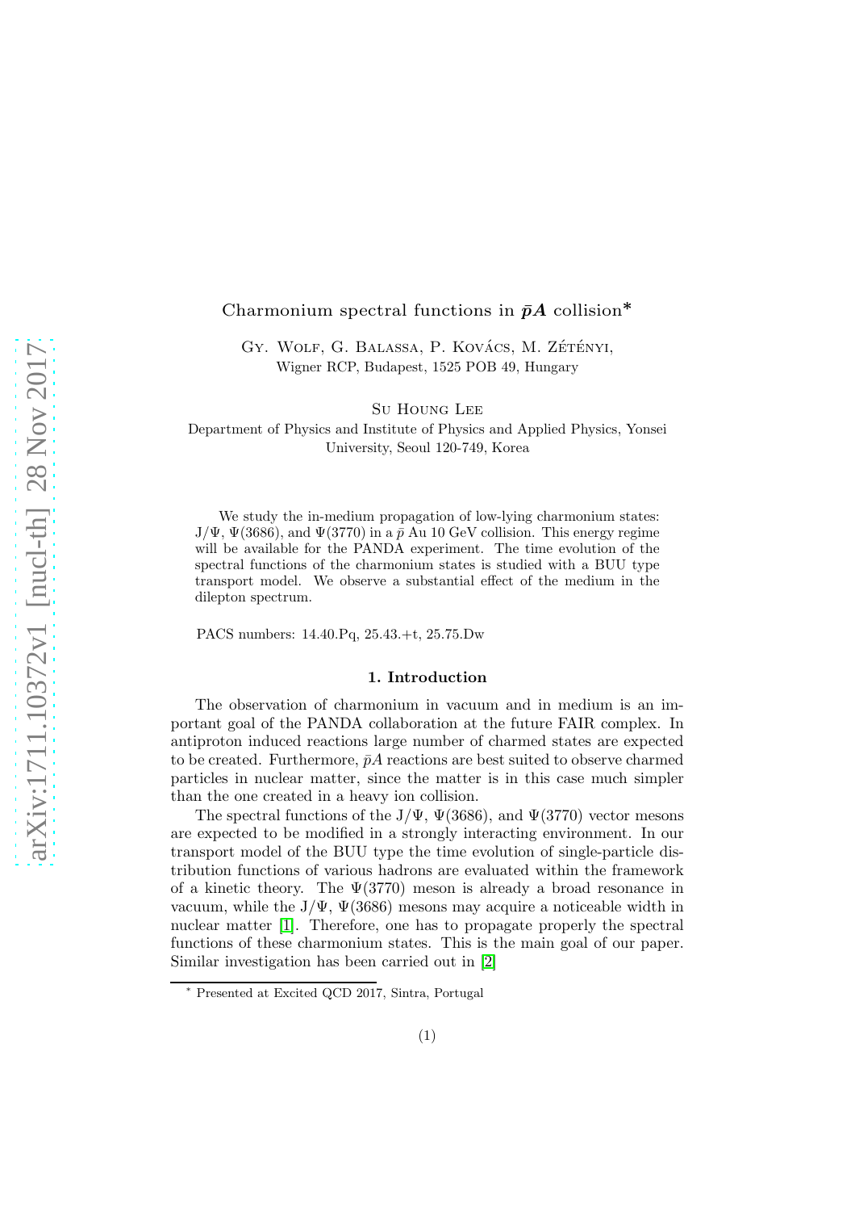# Charmonium spectral functions in $\bar{p}A$ collision*

Gy. Wolf, G. Balassa, P. Kovács, M. Zétényi,
Wigner RCP, Budapest, 1525 POB 49, Hungary

Su Houng Lee
Department of Physics and Institute of Physics and Applied Physics, Yonsei University, Seoul 120-749, Korea

We study the in-medium propagation of low-lying charmonium states: J/$\Psi$, $\Psi$(3686), and $\Psi$(3770) in a $\bar{p}$ Au 10 GeV collision. This energy regime will be available for the PANDA experiment. The time evolution of the spectral functions of the charmonium states is studied with a BUU type transport model. We observe a substantial effect of the medium in the dilepton spectrum.

PACS numbers: 14.40.Pq, 25.43.+t, 25.75.Dw

## 1. Introduction

The observation of charmonium in vacuum and in medium is an important goal of the PANDA collaboration at the future FAIR complex. In antiproton induced reactions large number of charmed states are expected to be created. Furthermore, $\bar{p}A$ reactions are best suited to observe charmed particles in nuclear matter, since the matter is in this case much simpler than the one created in a heavy ion collision.

The spectral functions of the J/$\Psi$, $\Psi$(3686), and $\Psi$(3770) vector mesons are expected to be modified in a strongly interacting environment. In our transport model of the BUU type the time evolution of single-particle distribution functions of various hadrons are evaluated within the framework of a kinetic theory. The $\Psi$(3770) meson is already a broad resonance in vacuum, while the J/$\Psi$, $\Psi$(3686) mesons may acquire a noticeable width in nuclear matter [1]. Therefore, one has to propagate properly the spectral functions of these charmonium states. This is the main goal of our paper. Similar investigation has been carried out in [2]

* Presented at Excited QCD 2017, Sintra, Portugal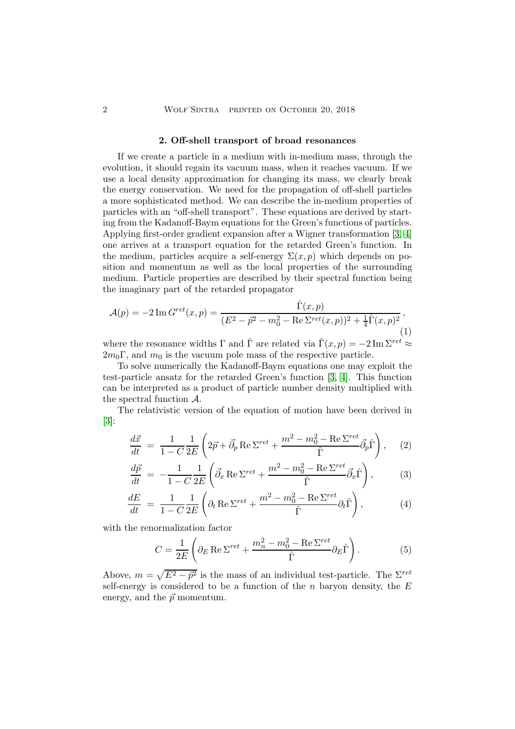## 2. Off-shell transport of broad resonances

If we create a particle in a medium with in-medium mass, through the evolution, it should regain its vacuum mass, when it reaches vacuum. If we use a local density approximation for changing its mass, we clearly break the energy conservation. We need for the propagation of off-shell particles a more sophisticated method. We can describe the in-medium properties of particles with an "off-shell transport". These equations are derived by starting from the Kadanoff-Baym equations for the Green's functions of particles. Applying first-order gradient expansion after a Wigner transformation [3, 4] one arrives at a transport equation for the retarded Green's function. In the medium, particles acquire a self-energy $\Sigma(x, p)$ which depends on position and momentum as well as the local properties of the surrounding medium. Particle properties are described by their spectral function being the imaginary part of the retarded propagator

$$\mathcal{A}(p) = -2\,\mathrm{Im}\, G^{ret}(x,p) = \frac{\hat{\Gamma}(x,p)}{(E^2 - \vec{p}^2 - m_0^2 - \mathrm{Re}\,\Sigma^{ret}(x,p))^2 + \frac{1}{4}\hat{\Gamma}(x,p)^2}\,, \tag{1}$$

where the resonance widths $\Gamma$ and $\hat{\Gamma}$ are related via $\hat{\Gamma}(x,p) = -2\,\mathrm{Im}\,\Sigma^{ret} \approx 2m_0\Gamma$, and $m_0$ is the vacuum pole mass of the respective particle.

To solve numerically the Kadanoff-Baym equations one may exploit the test-particle ansatz for the retarded Green's function [3, 4]. This function can be interpreted as a product of particle number density multiplied with the spectral function $\mathcal{A}$.

The relativistic version of the equation of motion have been derived in [3]:

$$\frac{d\vec{x}}{dt} = \frac{1}{1-C}\frac{1}{2E}\left(2\vec{p} + \vec{\partial}_p\,\mathrm{Re}\,\Sigma^{ret} + \frac{m^2 - m_0^2 - \mathrm{Re}\,\Sigma^{ret}}{\hat{\Gamma}}\vec{\partial}_p\hat{\Gamma}\right), \tag{2}$$

$$\frac{d\vec{p}}{dt} = -\frac{1}{1-C}\frac{1}{2E}\left(\vec{\partial}_x\,\mathrm{Re}\,\Sigma^{ret} + \frac{m^2 - m_0^2 - \mathrm{Re}\,\Sigma^{ret}}{\hat{\Gamma}}\vec{\partial}_x\hat{\Gamma}\right), \tag{3}$$

$$\frac{dE}{dt} = \frac{1}{1-C}\frac{1}{2E}\left(\partial_t\,\mathrm{Re}\,\Sigma^{ret} + \frac{m^2 - m_0^2 - \mathrm{Re}\,\Sigma^{ret}}{\hat{\Gamma}}\partial_t\hat{\Gamma}\right), \tag{4}$$

with the renormalization factor

$$C = \frac{1}{2E}\left(\partial_E\,\mathrm{Re}\,\Sigma^{ret} + \frac{m_n^2 - m_0^2 - \mathrm{Re}\,\Sigma^{ret}}{\hat{\Gamma}}\partial_E\hat{\Gamma}\right). \tag{5}$$

Above, $m = \sqrt{E^2 - \vec{p}^2}$ is the mass of an individual test-particle. The $\Sigma^{ret}$ self-energy is considered to be a function of the $n$ baryon density, the $E$ energy, and the $\vec{p}$ momentum.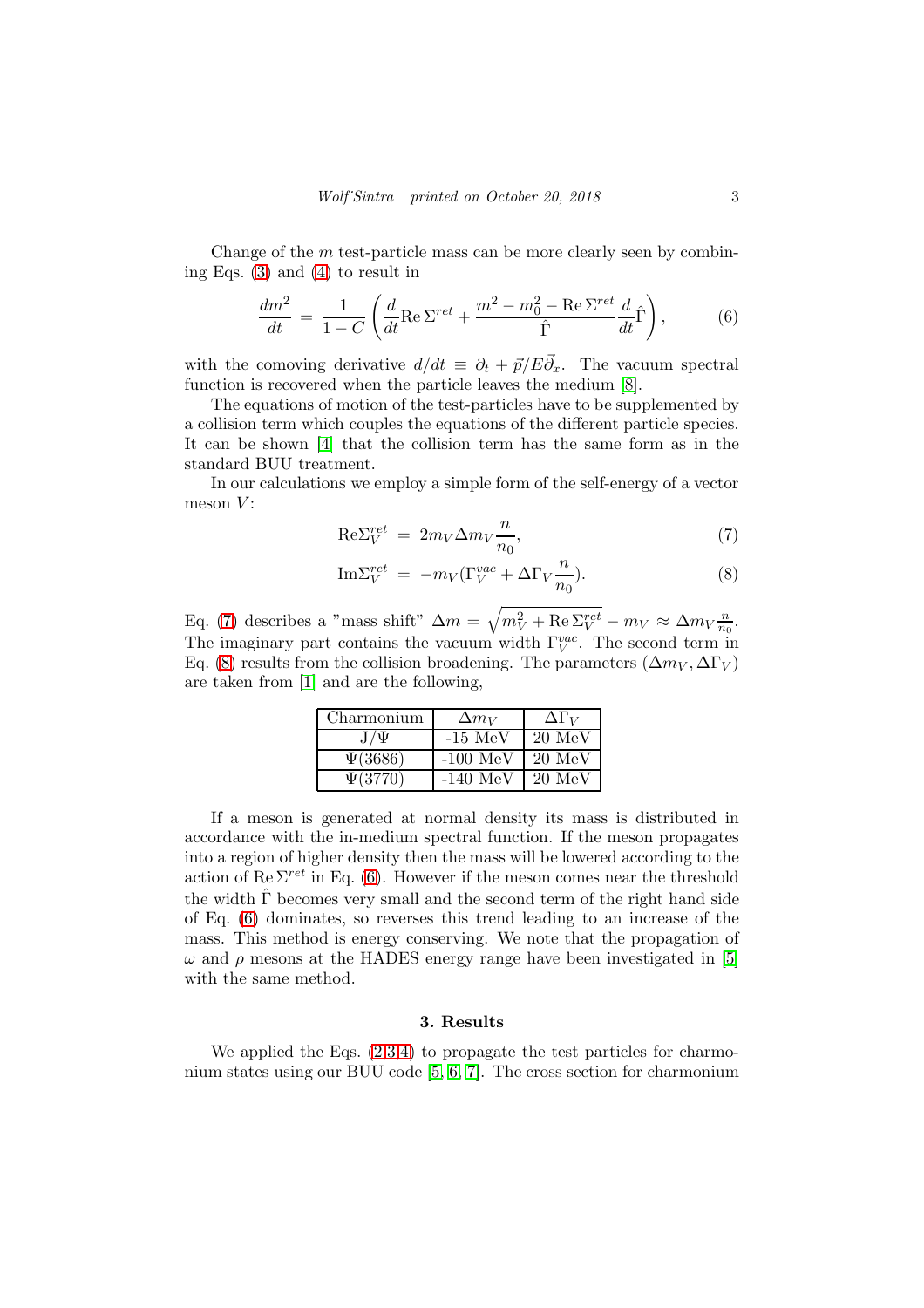Change of the $m$ test-particle mass can be more clearly seen by combining Eqs. (3) and (4) to result in

$$\frac{dm^2}{dt} = \frac{1}{1-C}\left(\frac{d}{dt}\mathrm{Re}\,\Sigma^{ret} + \frac{m^2 - m_0^2 - \mathrm{Re}\,\Sigma^{ret}}{\hat{\Gamma}}\frac{d}{dt}\hat{\Gamma}\right), \tag{6}$$

with the comoving derivative $d/dt \equiv \partial_t + \vec{p}/E\vec{\partial}_x$. The vacuum spectral function is recovered when the particle leaves the medium [8].

The equations of motion of the test-particles have to be supplemented by a collision term which couples the equations of the different particle species. It can be shown [4] that the collision term has the same form as in the standard BUU treatment.

In our calculations we employ a simple form of the self-energy of a vector meson $V$:

$$\mathrm{Re}\Sigma_V^{ret} = 2m_V \Delta m_V \frac{n}{n_0}, \tag{7}$$

$$\mathrm{Im}\Sigma_V^{ret} = -m_V(\Gamma_V^{vac} + \Delta\Gamma_V \frac{n}{n_0}). \tag{8}$$

Eq. (7) describes a "mass shift" $\Delta m = \sqrt{m_V^2 + \mathrm{Re}\,\Sigma_V^{ret}} - m_V \approx \Delta m_V \frac{n}{n_0}$. The imaginary part contains the vacuum width $\Gamma_V^{vac}$. The second term in Eq. (8) results from the collision broadening. The parameters $(\Delta m_V, \Delta\Gamma_V)$ are taken from [1] and are the following,

| Charmonium | $\Delta m_V$ | $\Delta\Gamma_V$ |
|---|---|---|
| $J/\Psi$ | -15 MeV | 20 MeV |
| $\Psi(3686)$ | -100 MeV | 20 MeV |
| $\Psi(3770)$ | -140 MeV | 20 MeV |

If a meson is generated at normal density its mass is distributed in accordance with the in-medium spectral function. If the meson propagates into a region of higher density then the mass will be lowered according to the action of $\mathrm{Re}\,\Sigma^{ret}$ in Eq. (6). However if the meson comes near the threshold the width $\hat{\Gamma}$ becomes very small and the second term of the right hand side of Eq. (6) dominates, so reverses this trend leading to an increase of the mass. This method is energy conserving. We note that the propagation of $\omega$ and $\rho$ mesons at the HADES energy range have been investigated in [5] with the same method.

## 3. Results

We applied the Eqs. (2,3,4) to propagate the test particles for charmonium states using our BUU code [5, 6, 7]. The cross section for charmonium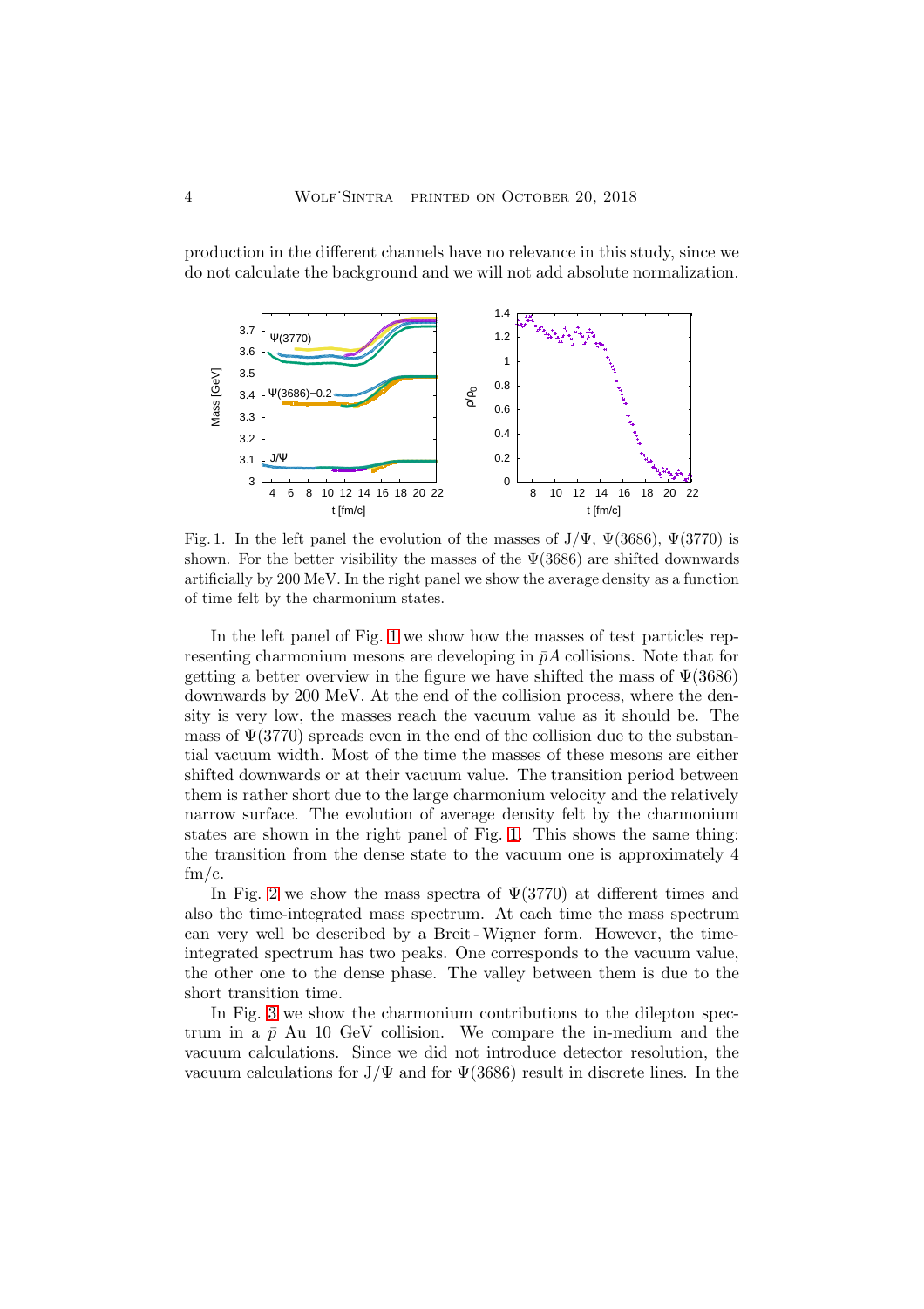production in the different channels have no relevance in this study, since we do not calculate the background and we will not add absolute normalization.

Fig. 1. In the left panel the evolution of the masses of J/$\Psi$, $\Psi$(3686), $\Psi$(3770) is shown. For the better visibility the masses of the $\Psi$(3686) are shifted downwards artificially by 200 MeV. In the right panel we show the average density as a function of time felt by the charmonium states.

In the left panel of Fig. 1 we show how the masses of test particles representing charmonium mesons are developing in $\bar{p}A$ collisions. Note that for getting a better overview in the figure we have shifted the mass of $\Psi$(3686) downwards by 200 MeV. At the end of the collision process, where the density is very low, the masses reach the vacuum value as it should be. The mass of $\Psi$(3770) spreads even in the end of the collision due to the substantial vacuum width. Most of the time the masses of these mesons are either shifted downwards or at their vacuum value. The transition period between them is rather short due to the large charmonium velocity and the relatively narrow surface. The evolution of average density felt by the charmonium states are shown in the right panel of Fig. 1. This shows the same thing: the transition from the dense state to the vacuum one is approximately 4 fm/c.

In Fig. 2 we show the mass spectra of $\Psi$(3770) at different times and also the time-integrated mass spectrum. At each time the mass spectrum can very well be described by a Breit - Wigner form. However, the time-integrated spectrum has two peaks. One corresponds to the vacuum value, the other one to the dense phase. The valley between them is due to the short transition time.

In Fig. 3 we show the charmonium contributions to the dilepton spectrum in a $\bar{p}$ Au 10 GeV collision. We compare the in-medium and the vacuum calculations. Since we did not introduce detector resolution, the vacuum calculations for J/$\Psi$ and for $\Psi$(3686) result in discrete lines. In the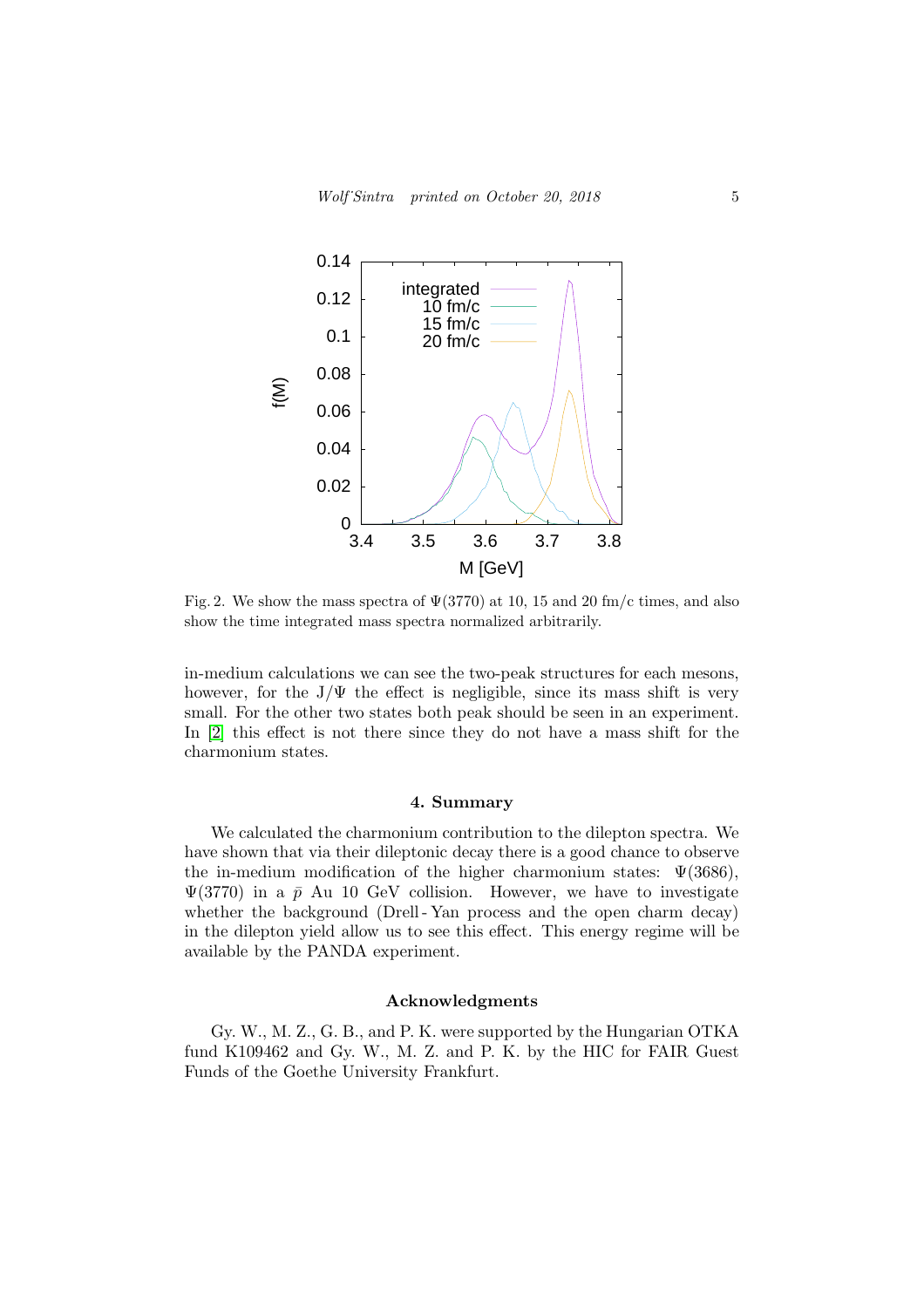Fig. 2. We show the mass spectra of $\Psi(3770)$ at 10, 15 and 20 fm/c times, and also show the time integrated mass spectra normalized arbitrarily.

in-medium calculations we can see the two-peak structures for each mesons, however, for the $J/\Psi$ the effect is negligible, since its mass shift is very small. For the other two states both peak should be seen in an experiment. In [2] this effect is not there since they do not have a mass shift for the charmonium states.

## 4. Summary

We calculated the charmonium contribution to the dilepton spectra. We have shown that via their dileptonic decay there is a good chance to observe the in-medium modification of the higher charmonium states: $\Psi(3686)$, $\Psi(3770)$ in a $\bar{p}$ Au 10 GeV collision. However, we have to investigate whether the background (Drell - Yan process and the open charm decay) in the dilepton yield allow us to see this effect. This energy regime will be available by the PANDA experiment.

## Acknowledgments

Gy. W., M. Z., G. B., and P. K. were supported by the Hungarian OTKA fund K109462 and Gy. W., M. Z. and P. K. by the HIC for FAIR Guest Funds of the Goethe University Frankfurt.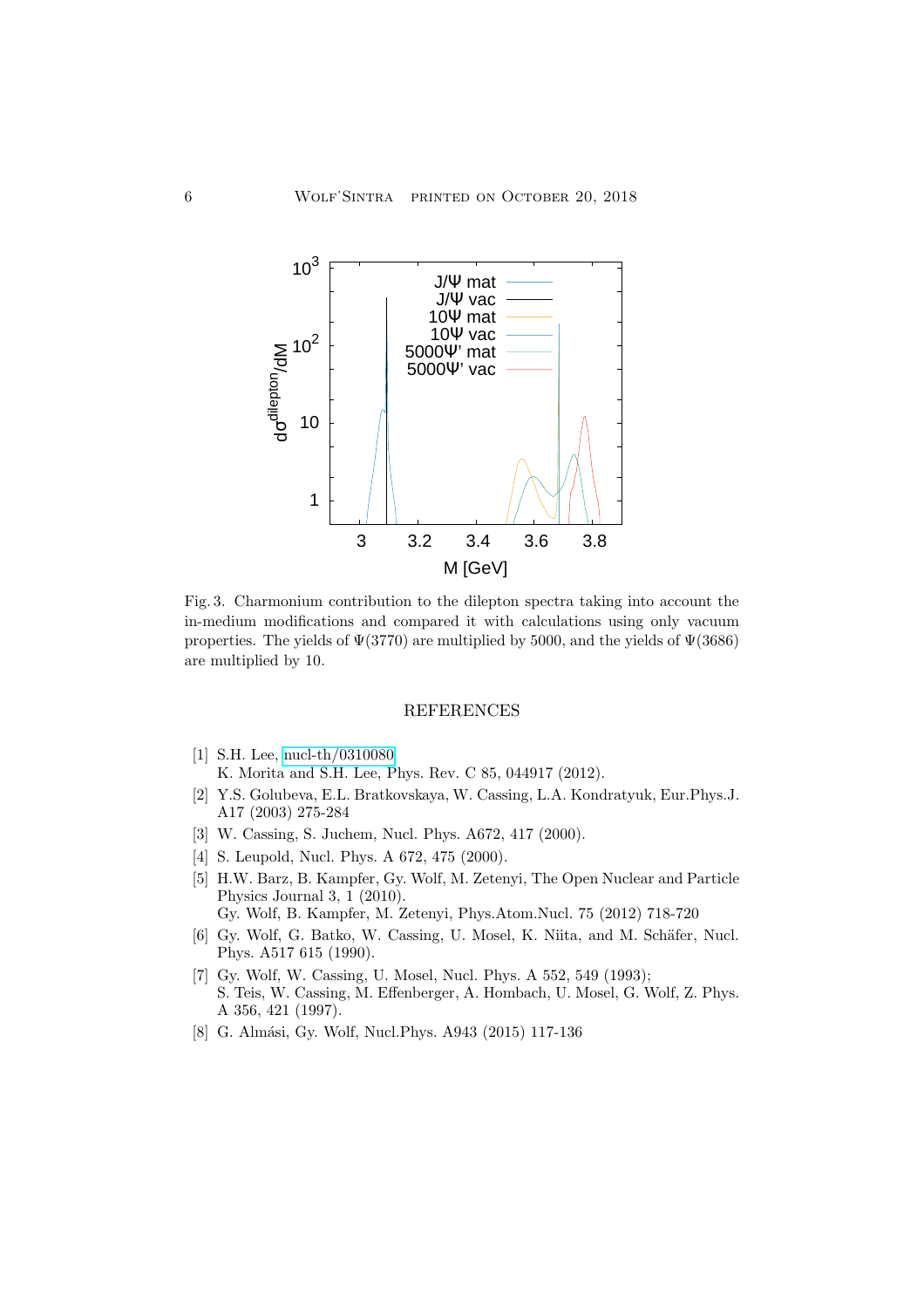$10^3$

$10^2$

10

1

$d\sigma^{dilepton}/dM$

3 3.2 3.4 3.6 3.8

M [GeV]

J/Ψ mat
J/Ψ vac
10Ψ mat
10Ψ vac
5000Ψ' mat
5000Ψ' vac

Fig. 3. Charmonium contribution to the dilepton spectra taking into account the in-medium modifications and compared it with calculations using only vacuum properties. The yields of Ψ(3770) are multiplied by 5000, and the yields of Ψ(3686) are multiplied by 10.

## REFERENCES

[1] S.H. Lee, nucl-th/0310080
K. Morita and S.H. Lee, Phys. Rev. C 85, 044917 (2012).

[2] Y.S. Golubeva, E.L. Bratkovskaya, W. Cassing, L.A. Kondratyuk, Eur.Phys.J. A17 (2003) 275-284

[3] W. Cassing, S. Juchem, Nucl. Phys. A672, 417 (2000).

[4] S. Leupold, Nucl. Phys. A 672, 475 (2000).

[5] H.W. Barz, B. Kampfer, Gy. Wolf, M. Zetenyi, The Open Nuclear and Particle Physics Journal 3, 1 (2010).
Gy. Wolf, B. Kampfer, M. Zetenyi, Phys.Atom.Nucl. 75 (2012) 718-720

[6] Gy. Wolf, G. Batko, W. Cassing, U. Mosel, K. Niita, and M. Schäfer, Nucl. Phys. A517 615 (1990).

[7] Gy. Wolf, W. Cassing, U. Mosel, Nucl. Phys. A 552, 549 (1993);
S. Teis, W. Cassing, M. Effenberger, A. Hombach, U. Mosel, G. Wolf, Z. Phys. A 356, 421 (1997).

[8] G. Almási, Gy. Wolf, Nucl.Phys. A943 (2015) 117-136